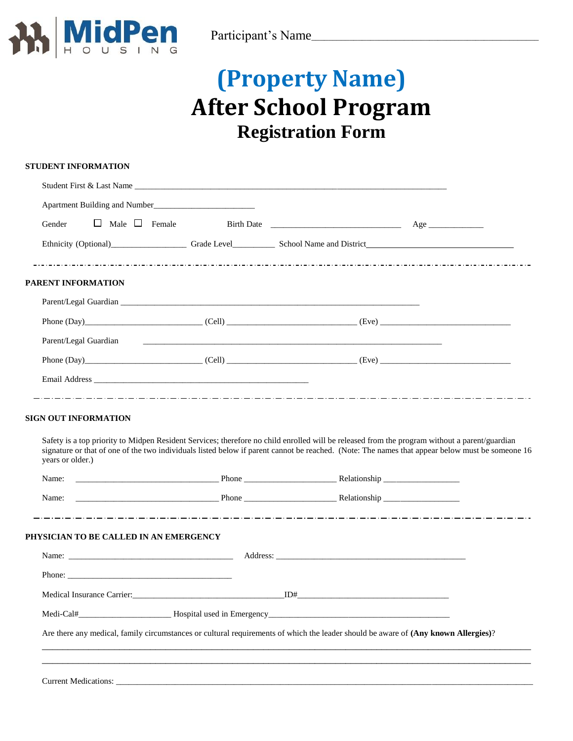MidPen HOUSING

Participant's Name___________________________________

# (Property Name)
# After School Program
## Registration Form

**STUDENT INFORMATION**

Student First & Last Name ____________________________________________________________________

Apartment Building and Number_______________________

Gender ☐ Male ☐ Female Birth Date _____________________________ Age ____________

Ethnicity (Optional)_________________ Grade Level_________ School Name and District_________________________________

**PARENT INFORMATION**

Parent/Legal Guardian ___________________________________________________________________

Phone (Day)__________________________ (Cell) _____________________________ (Eve) _____________________________

Parent/Legal Guardian ___________________________________________________________________

Phone (Day)__________________________ (Cell) _____________________________ (Eve) _____________________________

Email Address ___________________________________________________

**SIGN OUT INFORMATION**

Safety is a top priority to Midpen Resident Services; therefore no child enrolled will be released from the program without a parent/guardian signature or that of one of the two individuals listed below if parent cannot be reached. (Note: The names that appear below must be someone 16 years or older.)

Name: ________________________________ Phone _____________________ Relationship _________________

Name: ________________________________ Phone _____________________ Relationship _________________

**PHYSICIAN TO BE CALLED IN AN EMERGENCY**

Name: _____________________________________ Address: ___________________________________________

Phone: _____________________________________

Medical Insurance Carrier:__________________________________ ID#__________________________________

Medi-Cal#_____________________ Hospital used in Emergency_________________________________________

Are there any medical, family circumstances or cultural requirements of which the leader should be aware of **(Any known Allergies)**?

_____________________________________________________________________________________________

_____________________________________________________________________________________________

Current Medications: ___________________________________________________________________________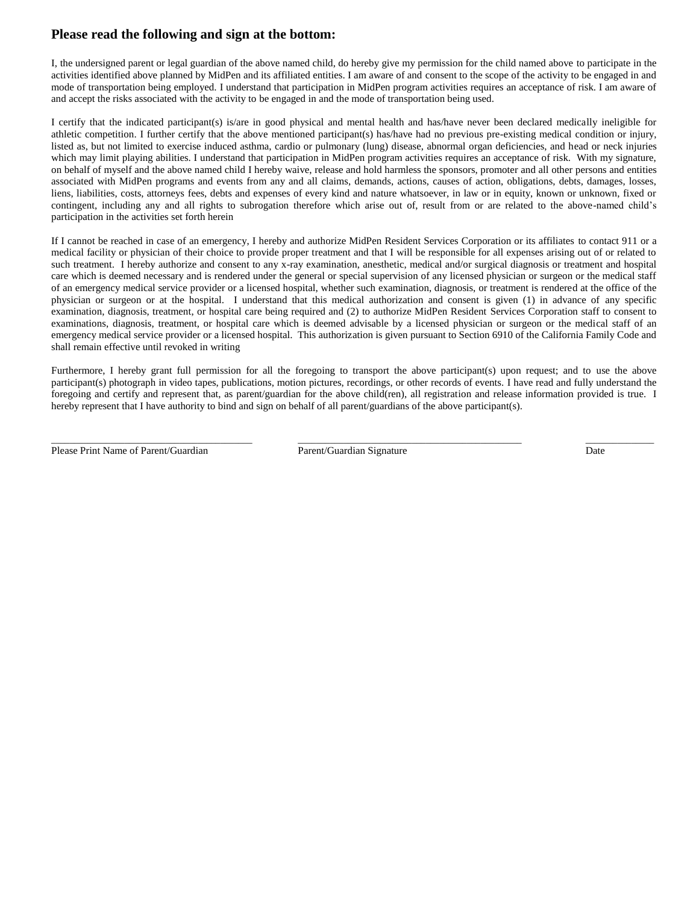## Please read the following and sign at the bottom:

I, the undersigned parent or legal guardian of the above named child, do hereby give my permission for the child named above to participate in the activities identified above planned by MidPen and its affiliated entities. I am aware of and consent to the scope of the activity to be engaged in and mode of transportation being employed. I understand that participation in MidPen program activities requires an acceptance of risk. I am aware of and accept the risks associated with the activity to be engaged in and the mode of transportation being used.

I certify that the indicated participant(s) is/are in good physical and mental health and has/have never been declared medically ineligible for athletic competition. I further certify that the above mentioned participant(s) has/have had no previous pre-existing medical condition or injury, listed as, but not limited to exercise induced asthma, cardio or pulmonary (lung) disease, abnormal organ deficiencies, and head or neck injuries which may limit playing abilities. I understand that participation in MidPen program activities requires an acceptance of risk. With my signature, on behalf of myself and the above named child I hereby waive, release and hold harmless the sponsors, promoter and all other persons and entities associated with MidPen programs and events from any and all claims, demands, actions, causes of action, obligations, debts, damages, losses, liens, liabilities, costs, attorneys fees, debts and expenses of every kind and nature whatsoever, in law or in equity, known or unknown, fixed or contingent, including any and all rights to subrogation therefore which arise out of, result from or are related to the above-named child's participation in the activities set forth herein

If I cannot be reached in case of an emergency, I hereby and authorize MidPen Resident Services Corporation or its affiliates to contact 911 or a medical facility or physician of their choice to provide proper treatment and that I will be responsible for all expenses arising out of or related to such treatment. I hereby authorize and consent to any x-ray examination, anesthetic, medical and/or surgical diagnosis or treatment and hospital care which is deemed necessary and is rendered under the general or special supervision of any licensed physician or surgeon or the medical staff of an emergency medical service provider or a licensed hospital, whether such examination, diagnosis, or treatment is rendered at the office of the physician or surgeon or at the hospital. I understand that this medical authorization and consent is given (1) in advance of any specific examination, diagnosis, treatment, or hospital care being required and (2) to authorize MidPen Resident Services Corporation staff to consent to examinations, diagnosis, treatment, or hospital care which is deemed advisable by a licensed physician or surgeon or the medical staff of an emergency medical service provider or a licensed hospital. This authorization is given pursuant to Section 6910 of the California Family Code and shall remain effective until revoked in writing

Furthermore, I hereby grant full permission for all the foregoing to transport the above participant(s) upon request; and to use the above participant(s) photograph in video tapes, publications, motion pictures, recordings, or other records of events. I have read and fully understand the foregoing and certify and represent that, as parent/guardian for the above child(ren), all registration and release information provided is true. I hereby represent that I have authority to bind and sign on behalf of all parent/guardians of the above participant(s).

| ______________________________________ | ___________________________________________ | _____________ |
|---|---|---|
| Please Print Name of Parent/Guardian | Parent/Guardian Signature | Date |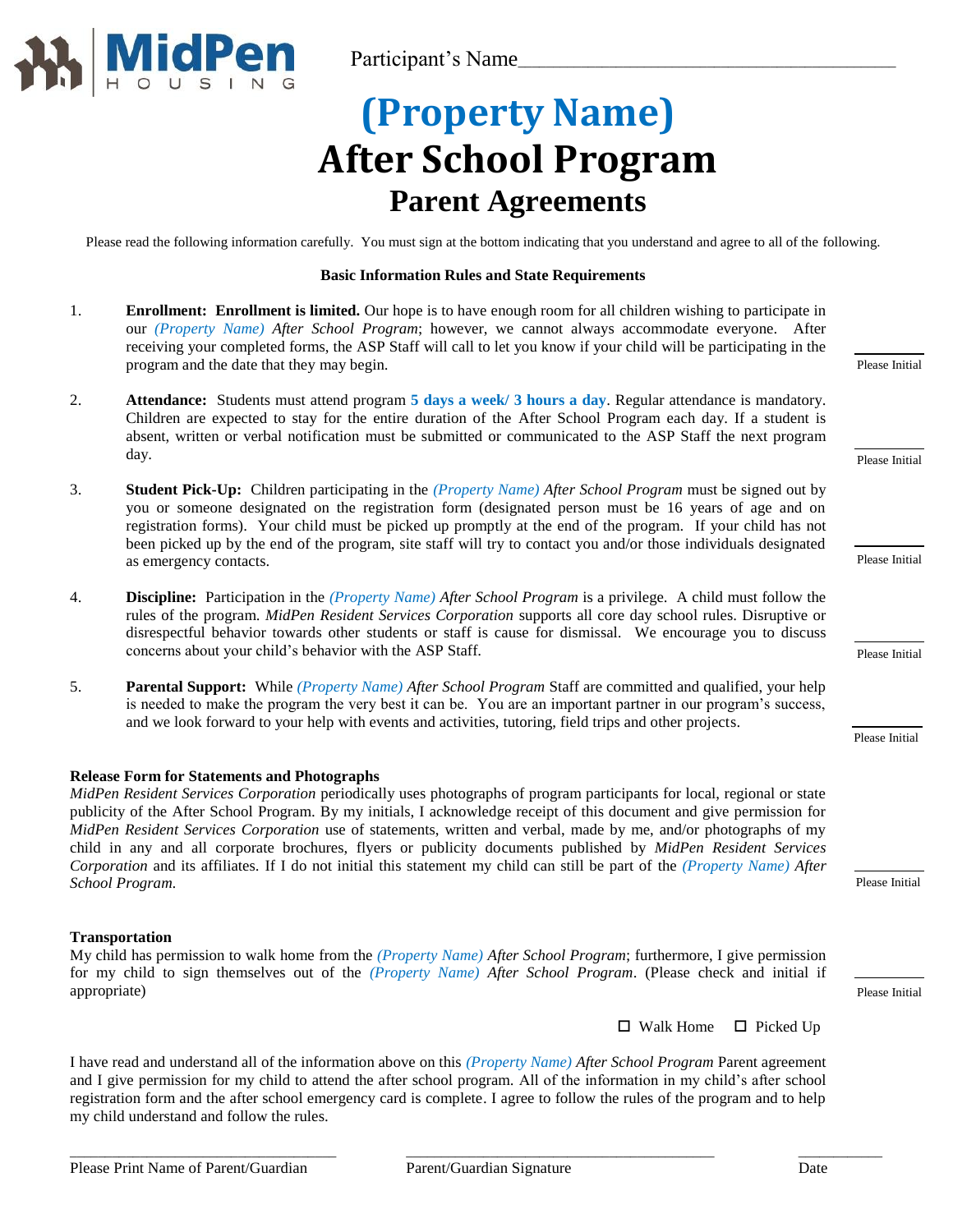MidPen HOUSING

Participant's Name___________________________________

# (Property Name)
# After School Program
## Parent Agreements

Please read the following information carefully. You must sign at the bottom indicating that you understand and agree to all of the following.

**Basic Information Rules and State Requirements**

1. **Enrollment: Enrollment is limited.** Our hope is to have enough room for all children wishing to participate in our *(Property Name) After School Program*; however, we cannot always accommodate everyone. After receiving your completed forms, the ASP Staff will call to let you know if your child will be participating in the program and the date that they may begin.

   ________ Please Initial

2. **Attendance:** Students must attend program **5 days a week/ 3 hours a day**. Regular attendance is mandatory. Children are expected to stay for the entire duration of the After School Program each day. If a student is absent, written or verbal notification must be submitted or communicated to the ASP Staff the next program day.

   ________ Please Initial

3. **Student Pick-Up:** Children participating in the *(Property Name) After School Program* must be signed out by you or someone designated on the registration form (designated person must be 16 years of age and on registration forms). Your child must be picked up promptly at the end of the program. If your child has not been picked up by the end of the program, site staff will try to contact you and/or those individuals designated as emergency contacts.

   ________ Please Initial

4. **Discipline:** Participation in the *(Property Name) After School Program* is a privilege. A child must follow the rules of the program. *MidPen Resident Services Corporation* supports all core day school rules. Disruptive or disrespectful behavior towards other students or staff is cause for dismissal. We encourage you to discuss concerns about your child's behavior with the ASP Staff.

   ________ Please Initial

5. **Parental Support:** While *(Property Name) After School Program* Staff are committed and qualified, your help is needed to make the program the very best it can be. You are an important partner in our program's success, and we look forward to your help with events and activities, tutoring, field trips and other projects.

   ________ Please Initial

**Release Form for Statements and Photographs**

*MidPen Resident Services Corporation* periodically uses photographs of program participants for local, regional or state publicity of the After School Program. By my initials, I acknowledge receipt of this document and give permission for *MidPen Resident Services Corporation* use of statements, written and verbal, made by me, and/or photographs of my child in any and all corporate brochures, flyers or publicity documents published by *MidPen Resident Services Corporation* and its affiliates. If I do not initial this statement my child can still be part of the *(Property Name) After School Program.*

________ Please Initial

**Transportation**

My child has permission to walk home from the *(Property Name) After School Program*; furthermore, I give permission for my child to sign themselves out of the *(Property Name) After School Program*. (Please check and initial if appropriate)

________ Please Initial

☐ Walk Home ☐ Picked Up

I have read and understand all of the information above on this *(Property Name) After School Program* Parent agreement and I give permission for my child to attend the after school program. All of the information in my child's after school registration form and the after school emergency card is complete. I agree to follow the rules of the program and to help my child understand and follow the rules.

________________________________ ________________________________ __________
Please Print Name of Parent/Guardian Parent/Guardian Signature Date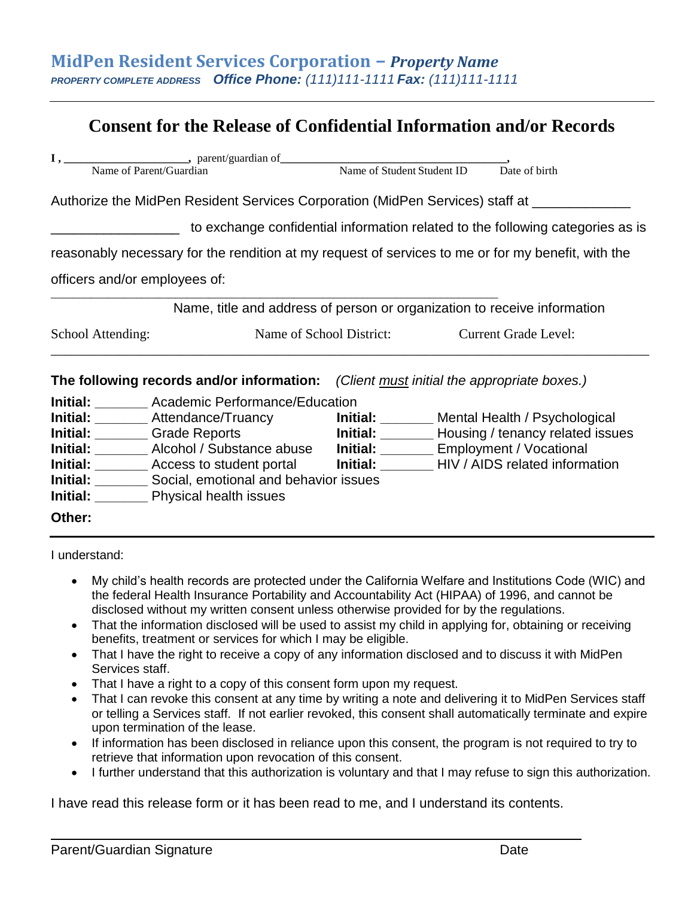**MidPen Resident Services Corporation** – ***Property Name***

***PROPERTY COMPLETE ADDRESS*** ***Office Phone:*** *(111)111-1111* ***Fax:*** *(111)111-1111*

---

# Consent for the Release of Confidential Information and/or Records

**I ,** ______________________**,** parent/guardian of**____________________________________,**

Name of Parent/Guardian Name of Student Student ID Date of birth

Authorize the MidPen Resident Services Corporation (MidPen Services) staff at _____________ _________________ to exchange confidential information related to the following categories as is reasonably necessary for the rendition at my request of services to me or for my benefit, with the officers and/or employees of:

_______________________________________________________________

Name, title and address of person or organization to receive information

School Attending: Name of School District: Current Grade Level:

---

**The following records and/or information:** *(Client must initial the appropriate boxes.)*

**Initial:** _______ Academic Performance/Education

**Initial:** _______ Attendance/Truancy

**Initial:** _______ Grade Reports

**Initial:** _______ Alcohol / Substance abuse

**Initial:** _______ Access to student portal

**Initial:** _______ Social, emotional and behavior issues

**Initial:** _______ Physical health issues

**Initial:** _______ Mental Health / Psychological

**Initial:** _______ Housing / tenancy related issues

**Initial:** _______ Employment / Vocational

**Initial:** _______ HIV / AIDS related information

**Other:**

---

I understand:

- My child's health records are protected under the California Welfare and Institutions Code (WIC) and the federal Health Insurance Portability and Accountability Act (HIPAA) of 1996, and cannot be disclosed without my written consent unless otherwise provided for by the regulations.
- That the information disclosed will be used to assist my child in applying for, obtaining or receiving benefits, treatment or services for which I may be eligible.
- That I have the right to receive a copy of any information disclosed and to discuss it with MidPen Services staff.
- That I have a right to a copy of this consent form upon my request.
- That I can revoke this consent at any time by writing a note and delivering it to MidPen Services staff or telling a Services staff. If not earlier revoked, this consent shall automatically terminate and expire upon termination of the lease.
- If information has been disclosed in reliance upon this consent, the program is not required to try to retrieve that information upon revocation of this consent.
- I further understand that this authorization is voluntary and that I may refuse to sign this authorization.

I have read this release form or it has been read to me, and I understand its contents.

_______________________________________________________________

Parent/Guardian Signature Date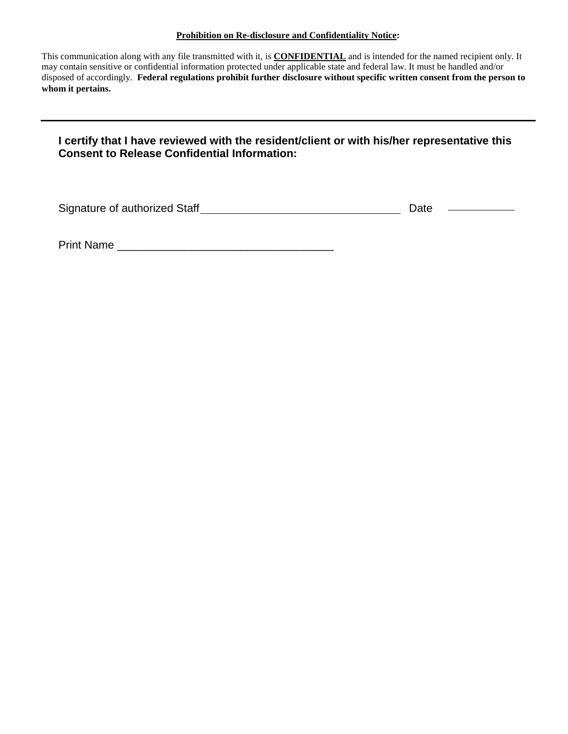**<u>Prohibition on Re-disclosure and Confidentiality Notice</u>:**

This communication along with any file transmitted with it, is **<u>CONFIDENTIAL</u>** and is intended for the named recipient only. It may contain sensitive or confidential information protected under applicable state and federal law. It must be handled and/or disposed of accordingly. **Federal regulations prohibit further disclosure without specific written consent from the person to whom it pertains.**

---

**I certify that I have reviewed with the resident/client or with his/her representative this Consent to Release Confidential Information:**

Signature of authorized Staff ________________________________ Date __________

Print Name ___________________________________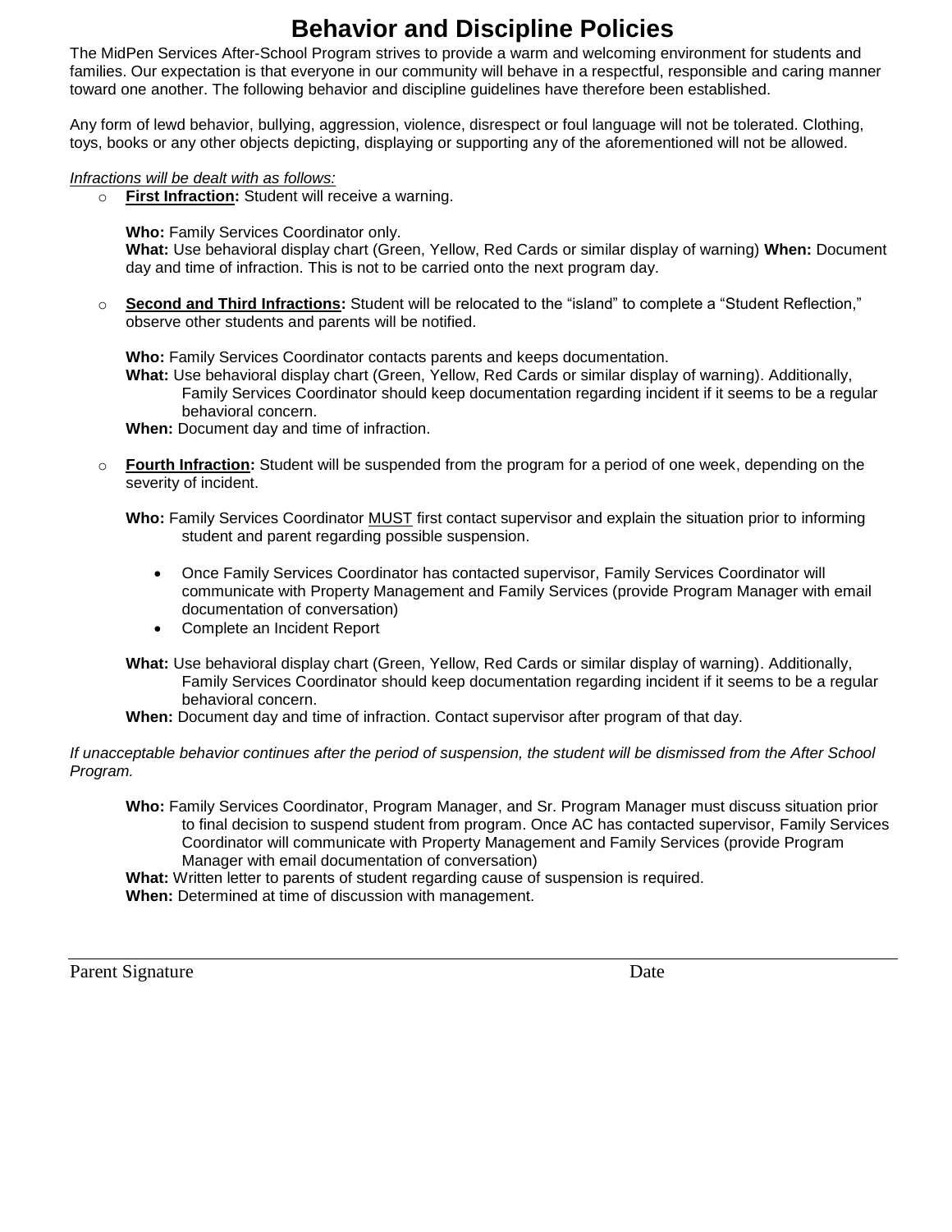# Behavior and Discipline Policies

The MidPen Services After-School Program strives to provide a warm and welcoming environment for students and families. Our expectation is that everyone in our community will behave in a respectful, responsible and caring manner toward one another. The following behavior and discipline guidelines have therefore been established.

Any form of lewd behavior, bullying, aggression, violence, disrespect or foul language will not be tolerated. Clothing, toys, books or any other objects depicting, displaying or supporting any of the aforementioned will not be allowed.

*Infractions will be dealt with as follows:*

- **First Infraction:** Student will receive a warning.

  **Who:** Family Services Coordinator only.
  **What:** Use behavioral display chart (Green, Yellow, Red Cards or similar display of warning) **When:** Document day and time of infraction. This is not to be carried onto the next program day.

- **Second and Third Infractions:** Student will be relocated to the "island" to complete a "Student Reflection," observe other students and parents will be notified.

  **Who:** Family Services Coordinator contacts parents and keeps documentation.
  **What:** Use behavioral display chart (Green, Yellow, Red Cards or similar display of warning). Additionally, Family Services Coordinator should keep documentation regarding incident if it seems to be a regular behavioral concern.
  **When:** Document day and time of infraction.

- **Fourth Infraction:** Student will be suspended from the program for a period of one week, depending on the severity of incident.

  **Who:** Family Services Coordinator MUST first contact supervisor and explain the situation prior to informing student and parent regarding possible suspension.

  - Once Family Services Coordinator has contacted supervisor, Family Services Coordinator will communicate with Property Management and Family Services (provide Program Manager with email documentation of conversation)
  - Complete an Incident Report

  **What:** Use behavioral display chart (Green, Yellow, Red Cards or similar display of warning). Additionally, Family Services Coordinator should keep documentation regarding incident if it seems to be a regular behavioral concern.
  **When:** Document day and time of infraction. Contact supervisor after program of that day.

*If unacceptable behavior continues after the period of suspension, the student will be dismissed from the After School Program.*

**Who:** Family Services Coordinator, Program Manager, and Sr. Program Manager must discuss situation prior to final decision to suspend student from program. Once AC has contacted supervisor, Family Services Coordinator will communicate with Property Management and Family Services (provide Program Manager with email documentation of conversation)
**What:** Written letter to parents of student regarding cause of suspension is required.
**When:** Determined at time of discussion with management.

Parent Signature &nbsp;&nbsp;&nbsp;&nbsp;&nbsp;&nbsp;&nbsp;&nbsp;&nbsp;&nbsp;&nbsp;&nbsp;&nbsp;&nbsp;&nbsp;&nbsp;&nbsp;&nbsp;&nbsp;&nbsp;&nbsp;&nbsp;&nbsp;&nbsp;&nbsp;&nbsp;&nbsp;&nbsp;&nbsp;&nbsp; Date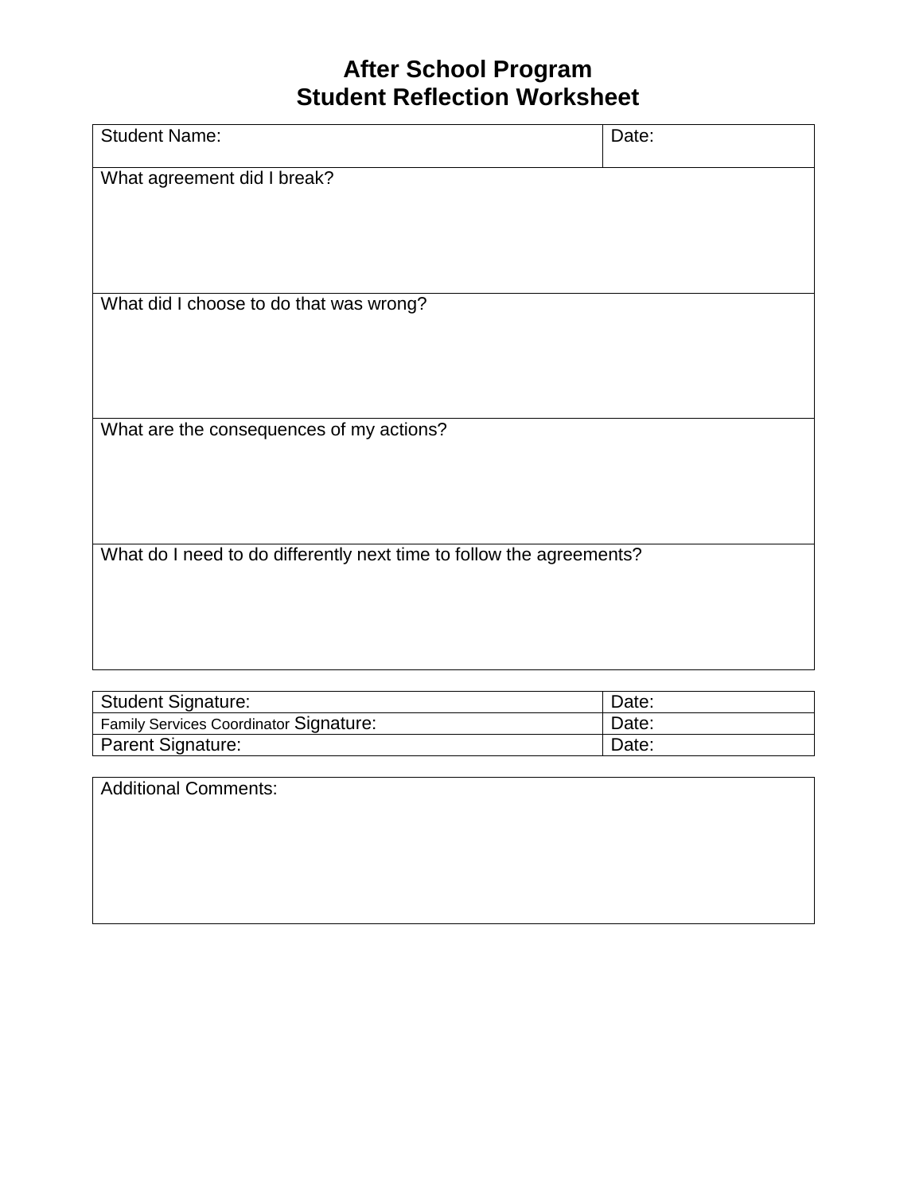# After School Program
# Student Reflection Worksheet

| | |
|---|---|
| Student Name: | Date: |
| What agreement did I break? | |
| What did I choose to do that was wrong? | |
| What are the consequences of my actions? | |
| What do I need to do differently next time to follow the agreements? | |

| | |
|---|---|
| Student Signature: | Date: |
| Family Services Coordinator Signature: | Date: |
| Parent Signature: | Date: |

| |
|---|
| Additional Comments: |